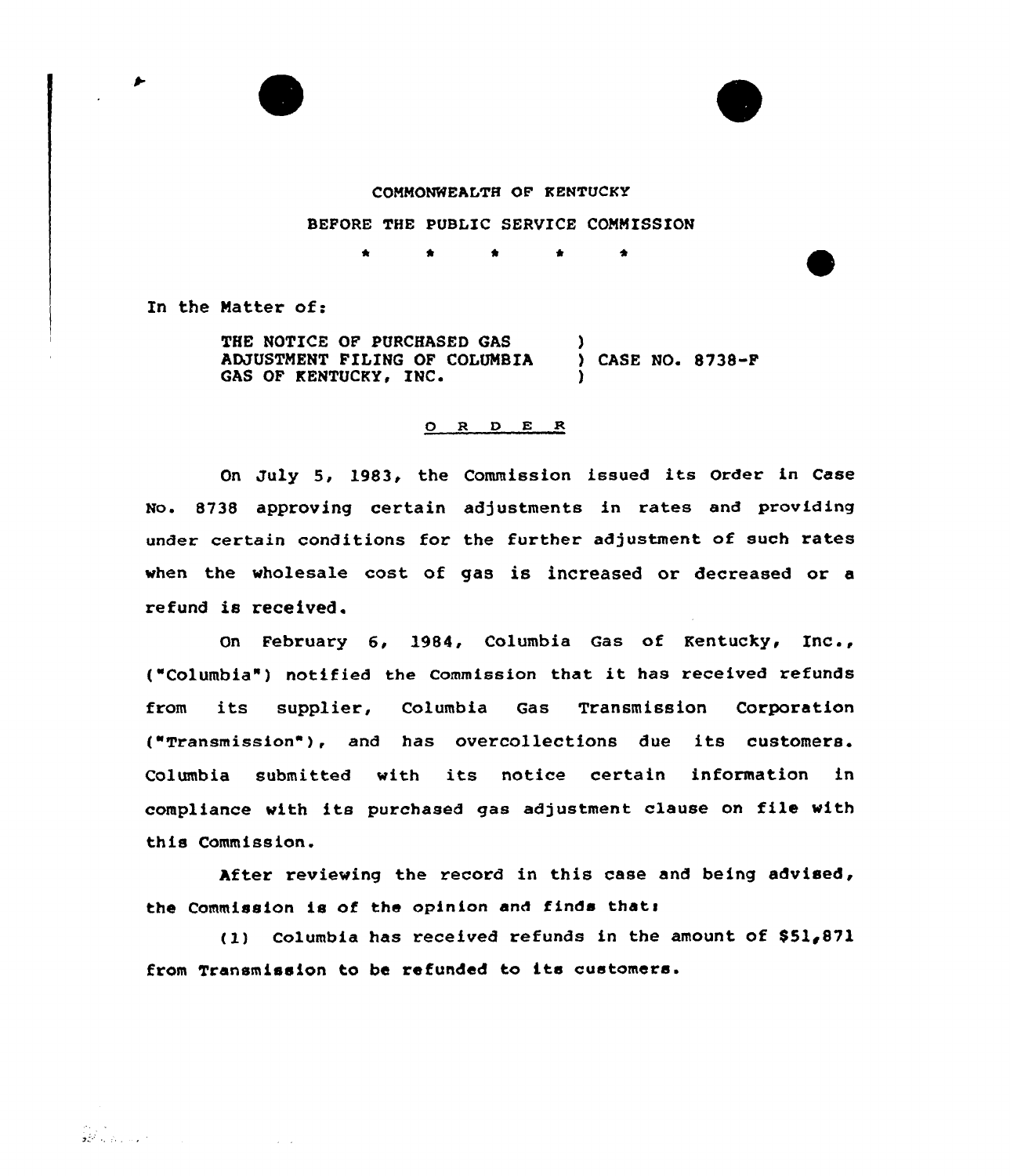COMMONWEALTH OF KENTUCKY

BEFORE THE PUBLIC SERVICE COMMISSION

\* \* \* \* \*

In the Matter of:

THE NOTICE OF PURCHASED GAS ADJUSTMENT FILING OF COLUMBIA GAS OF KENTUCKY, INC. ) CASE NO. 8738-F

O R D E R

On July 5, 1983, the Commission issued its Order in Case No. 8738 approving certain adjustments in rates and providing under certain conditions for the further adjustment of such rates when the wholesale cost of gas is increased or decreased or a refund is received.

On February 6, 1984, Columbia Gas of Kentucky, Inc., ("Columbia") notified the Commission that it has received refunds from its supplier, Columbia Gas Transmission Corporation ("Transmission"), and has overcollections due its customers. Columbia submitted with its notice certain information in compliance with its purchased gas adjustment clause on file with this Commission.

After reviewing the record in this case and being advised, the Commission is of the opinion and finds that:

(1) Columbia has received refunds in the amount of $51,871 from Transmission to be refunded to its customers.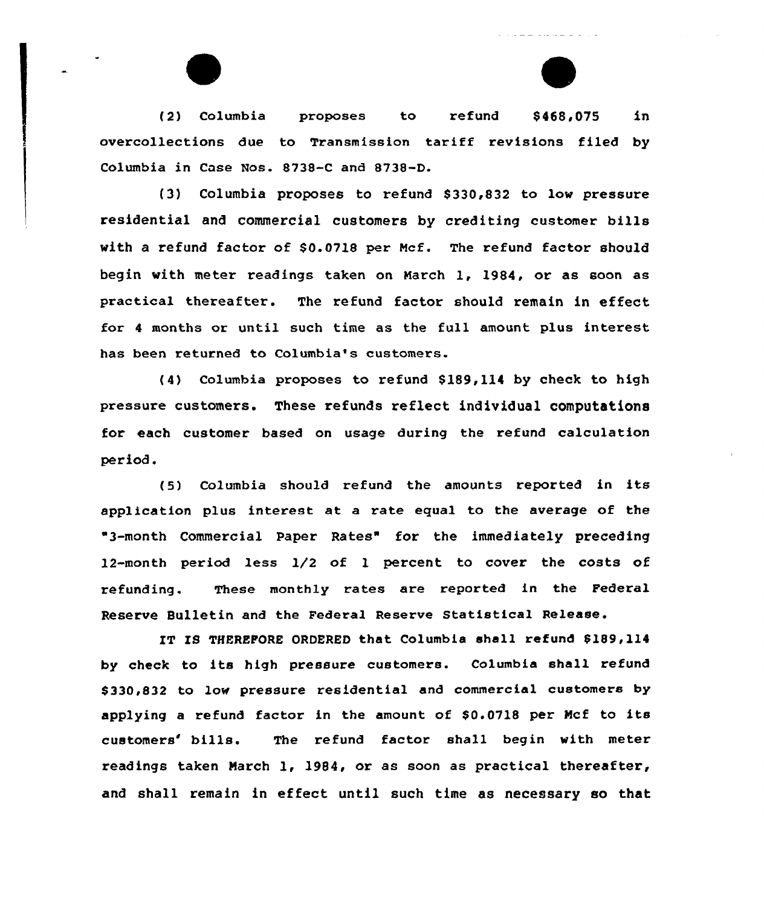(2) Columbia proposes to refund $468,075 in overcollections due to Transmission tariff revisions filed by Columbia in Case Nos. 8738-C and 8738-D.

(3) Columbia proposes to refund $330,832 to low pressure residential and commercial customers by crediting customer bills with a refund factor of $0.0718 per Mcf. The refund factor should begin with meter readings taken on March 1, 1984, or as soon as practical thereafter. The refund factor should remain in effect for 4 months or until such time as the full amount plus interest has been returned to Columbia's customers.

(4) Columbia proposes to refund $189,114 by check to high pressure customers. These refunds reflect individual computations for each customer based on usage during the refund calculation period.

(5) Columbia should refund the amounts reported in its application plus interest at a rate equal to the average of the "3-month Commercial Paper Rates" for the immediately preceding 12-month period less 1/2 of 1 percent to cover the costs of refunding. These monthly rates are reported in the Federal Reserve Bulletin and the Federal Reserve Statistical Release.

IT IS THEREFORE ORDERED that Columbia shall refund $189,114 by check to its high pressure customers. Columbia shall refund $330,832 to low pressure residential and commercial customers by applying a refund factor in the amount of $0.0718 per Mcf to its customers' bills. The refund factor shall begin with meter readings taken March 1, 1984, or as soon as practical thereafter, and shall remain in effect until such time as necessary so that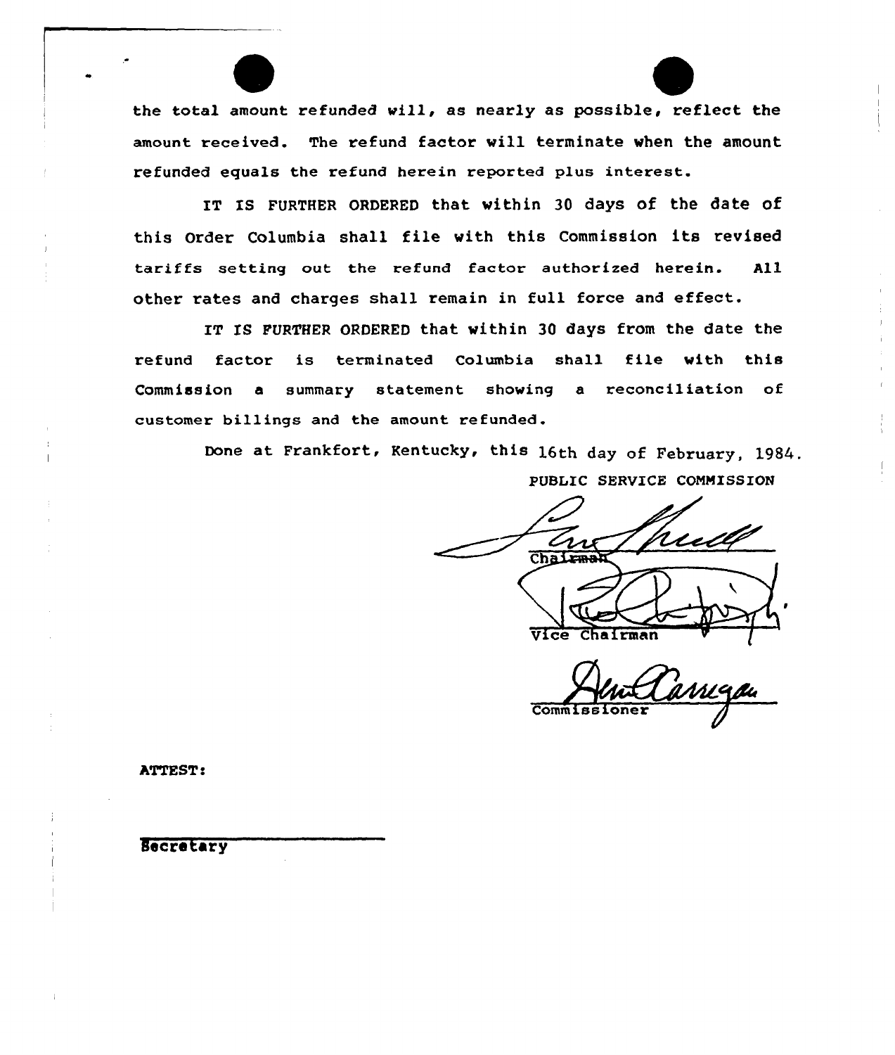the total amount refunded will, as nearly as possible, reflect the amount received. The refund factor will terminate when the amount refunded equals the refund herein reported plus interest.

IT IS FURTHER ORDERED that within 30 days of the date of this Order Columbia shall file with this Commission its revised tariffs setting out the refund factor authorized herein. All other rates and charges shall remain in full force and effect.

IT IS FURTHER ORDERED that within 30 days from the date the refund factor is terminated Columbia shall file with this Commission a summary statement showing a reconciliation of customer billings and the amount refunded.

Done at Frankfort, Kentucky, this 16th day of February, 1984.

PUBLIC SERVICE COMMISSION

Chairman

Vice Chairman

Commissioner

ATTEST:

Secretary